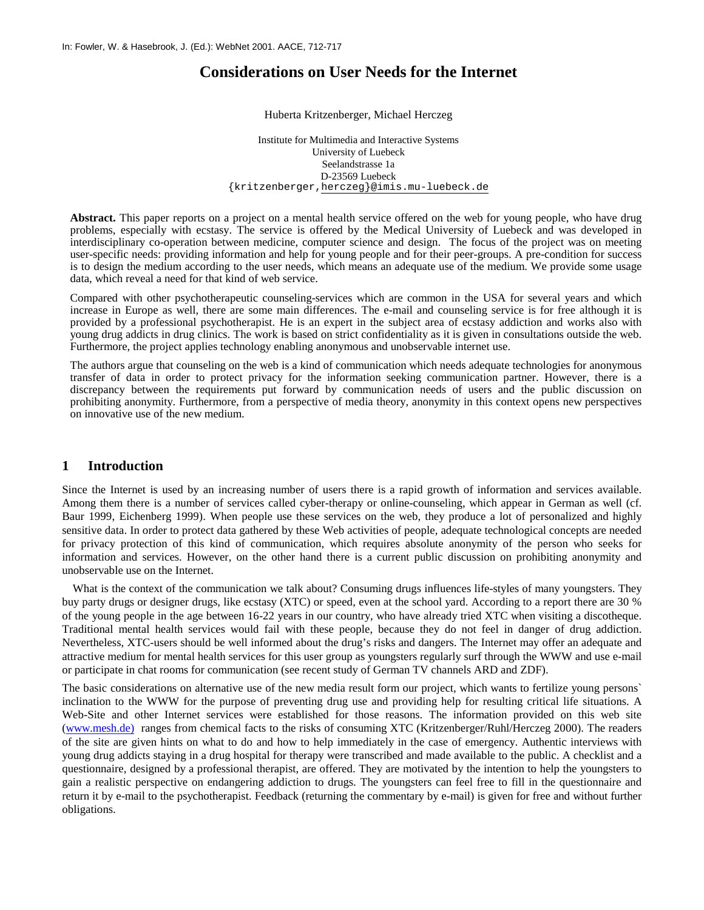In: Fowler, W. & Hasebrook, J. (Ed.): WebNet 2001. AACE, 712-717

# Considerations on User Needs for the Internet

Huberta Kritzenberger, Michael Herczeg

Institute for Multimedia and Interactive Systems
University of Luebeck
Seelandstrasse 1a
D-23569 Luebeck
{kritzenberger,herczeg}@imis.mu-luebeck.de

**Abstract.** This paper reports on a project on a mental health service offered on the web for young people, who have drug problems, especially with ecstasy. The service is offered by the Medical University of Luebeck and was developed in interdisciplinary co-operation between medicine, computer science and design. The focus of the project was on meeting user-specific needs: providing information and help for young people and for their peer-groups. A pre-condition for success is to design the medium according to the user needs, which means an adequate use of the medium. We provide some usage data, which reveal a need for that kind of web service.

Compared with other psychotherapeutic counseling-services which are common in the USA for several years and which increase in Europe as well, there are some main differences. The e-mail and counseling service is for free although it is provided by a professional psychotherapist. He is an expert in the subject area of ecstasy addiction and works also with young drug addicts in drug clinics. The work is based on strict confidentiality as it is given in consultations outside the web. Furthermore, the project applies technology enabling anonymous and unobservable internet use.

The authors argue that counseling on the web is a kind of communication which needs adequate technologies for anonymous transfer of data in order to protect privacy for the information seeking communication partner. However, there is a discrepancy between the requirements put forward by communication needs of users and the public discussion on prohibiting anonymity. Furthermore, from a perspective of media theory, anonymity in this context opens new perspectives on innovative use of the new medium.

## 1 Introduction

Since the Internet is used by an increasing number of users there is a rapid growth of information and services available. Among them there is a number of services called cyber-therapy or online-counseling, which appear in German as well (cf. Baur 1999, Eichenberg 1999). When people use these services on the web, they produce a lot of personalized and highly sensitive data. In order to protect data gathered by these Web activities of people, adequate technological concepts are needed for privacy protection of this kind of communication, which requires absolute anonymity of the person who seeks for information and services. However, on the other hand there is a current public discussion on prohibiting anonymity and unobservable use on the Internet.

What is the context of the communication we talk about? Consuming drugs influences life-styles of many youngsters. They buy party drugs or designer drugs, like ecstasy (XTC) or speed, even at the school yard. According to a report there are 30 % of the young people in the age between 16-22 years in our country, who have already tried XTC when visiting a discotheque. Traditional mental health services would fail with these people, because they do not feel in danger of drug addiction. Nevertheless, XTC-users should be well informed about the drug's risks and dangers. The Internet may offer an adequate and attractive medium for mental health services for this user group as youngsters regularly surf through the WWW and use e-mail or participate in chat rooms for communication (see recent study of German TV channels ARD and ZDF).

The basic considerations on alternative use of the new media result form our project, which wants to fertilize young persons` inclination to the WWW for the purpose of preventing drug use and providing help for resulting critical life situations. A Web-Site and other Internet services were established for those reasons. The information provided on this web site (www.mesh.de) ranges from chemical facts to the risks of consuming XTC (Kritzenberger/Ruhl/Herczeg 2000). The readers of the site are given hints on what to do and how to help immediately in the case of emergency. Authentic interviews with young drug addicts staying in a drug hospital for therapy were transcribed and made available to the public. A checklist and a questionnaire, designed by a professional therapist, are offered. They are motivated by the intention to help the youngsters to gain a realistic perspective on endangering addiction to drugs. The youngsters can feel free to fill in the questionnaire and return it by e-mail to the psychotherapist. Feedback (returning the commentary by e-mail) is given for free and without further obligations.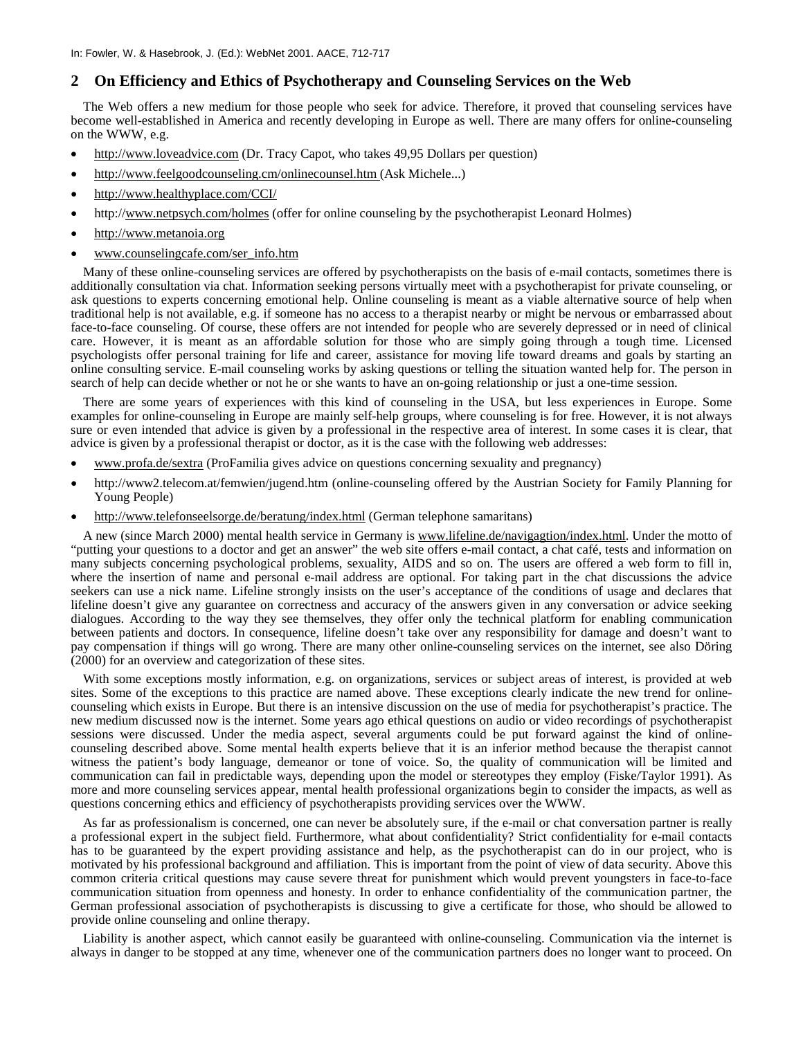## 2 On Efficiency and Ethics of Psychotherapy and Counseling Services on the Web

The Web offers a new medium for those people who seek for advice. Therefore, it proved that counseling services have become well-established in America and recently developing in Europe as well. There are many offers for online-counseling on the WWW, e.g.

- http://www.loveadvice.com (Dr. Tracy Capot, who takes 49,95 Dollars per question)
- http://www.feelgoodcounseling.cm/onlinecounsel.htm (Ask Michele...)
- http://www.healthyplace.com/CCI/
- http://www.netpsych.com/holmes (offer for online counseling by the psychotherapist Leonard Holmes)
- http://www.metanoia.org
- www.counselingcafe.com/ser_info.htm

Many of these online-counseling services are offered by psychotherapists on the basis of e-mail contacts, sometimes there is additionally consultation via chat. Information seeking persons virtually meet with a psychotherapist for private counseling, or ask questions to experts concerning emotional help. Online counseling is meant as a viable alternative source of help when traditional help is not available, e.g. if someone has no access to a therapist nearby or might be nervous or embarrassed about face-to-face counseling. Of course, these offers are not intended for people who are severely depressed or in need of clinical care. However, it is meant as an affordable solution for those who are simply going through a tough time. Licensed psychologists offer personal training for life and career, assistance for moving life toward dreams and goals by starting an online consulting service. E-mail counseling works by asking questions or telling the situation wanted help for. The person in search of help can decide whether or not he or she wants to have an on-going relationship or just a one-time session.

There are some years of experiences with this kind of counseling in the USA, but less experiences in Europe. Some examples for online-counseling in Europe are mainly self-help groups, where counseling is for free. However, it is not always sure or even intended that advice is given by a professional in the respective area of interest. In some cases it is clear, that advice is given by a professional therapist or doctor, as it is the case with the following web addresses:

- www.profa.de/sextra (ProFamilia gives advice on questions concerning sexuality and pregnancy)
- http://www2.telecom.at/femwien/jugend.htm (online-counseling offered by the Austrian Society for Family Planning for Young People)
- http://www.telefonseelsorge.de/beratung/index.html (German telephone samaritans)

A new (since March 2000) mental health service in Germany is www.lifeline.de/navigagtion/index.html. Under the motto of "putting your questions to a doctor and get an answer" the web site offers e-mail contact, a chat café, tests and information on many subjects concerning psychological problems, sexuality, AIDS and so on. The users are offered a web form to fill in, where the insertion of name and personal e-mail address are optional. For taking part in the chat discussions the advice seekers can use a nick name. Lifeline strongly insists on the user's acceptance of the conditions of usage and declares that lifeline doesn't give any guarantee on correctness and accuracy of the answers given in any conversation or advice seeking dialogues. According to the way they see themselves, they offer only the technical platform for enabling communication between patients and doctors. In consequence, lifeline doesn't take over any responsibility for damage and doesn't want to pay compensation if things will go wrong. There are many other online-counseling services on the internet, see also Döring (2000) for an overview and categorization of these sites.

With some exceptions mostly information, e.g. on organizations, services or subject areas of interest, is provided at web sites. Some of the exceptions to this practice are named above. These exceptions clearly indicate the new trend for online-counseling which exists in Europe. But there is an intensive discussion on the use of media for psychotherapist's practice. The new medium discussed now is the internet. Some years ago ethical questions on audio or video recordings of psychotherapist sessions were discussed. Under the media aspect, several arguments could be put forward against the kind of online-counseling described above. Some mental health experts believe that it is an inferior method because the therapist cannot witness the patient's body language, demeanor or tone of voice. So, the quality of communication will be limited and communication can fail in predictable ways, depending upon the model or stereotypes they employ (Fiske/Taylor 1991). As more and more counseling services appear, mental health professional organizations begin to consider the impacts, as well as questions concerning ethics and efficiency of psychotherapists providing services over the WWW.

As far as professionalism is concerned, one can never be absolutely sure, if the e-mail or chat conversation partner is really a professional expert in the subject field. Furthermore, what about confidentiality? Strict confidentiality for e-mail contacts has to be guaranteed by the expert providing assistance and help, as the psychotherapist can do in our project, who is motivated by his professional background and affiliation. This is important from the point of view of data security. Above this common criteria critical questions may cause severe threat for punishment which would prevent youngsters in face-to-face communication situation from openness and honesty. In order to enhance confidentiality of the communication partner, the German professional association of psychotherapists is discussing to give a certificate for those, who should be allowed to provide online counseling and online therapy.

Liability is another aspect, which cannot easily be guaranteed with online-counseling. Communication via the internet is always in danger to be stopped at any time, whenever one of the communication partners does no longer want to proceed. On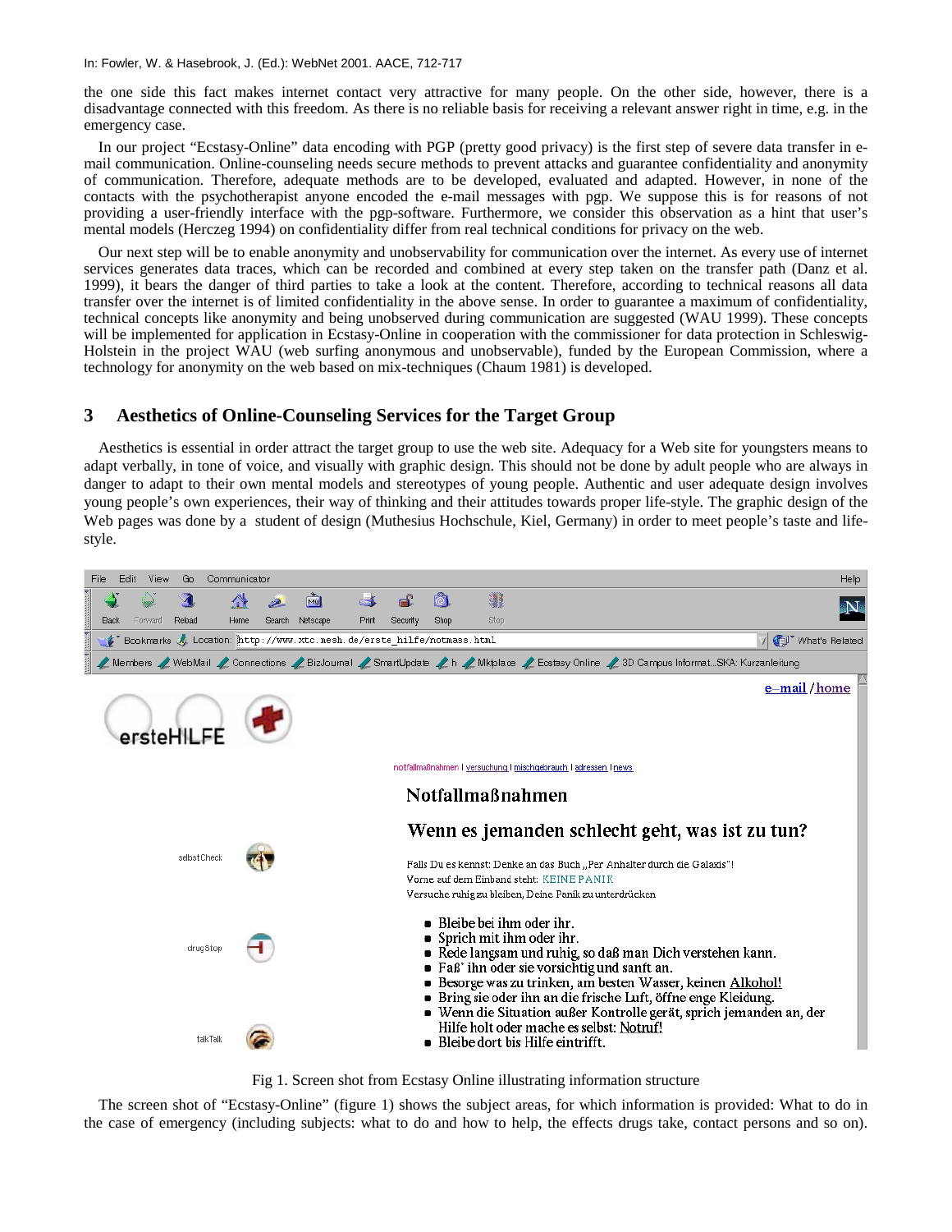the one side this fact makes internet contact very attractive for many people. On the other side, however, there is a disadvantage connected with this freedom. As there is no reliable basis for receiving a relevant answer right in time, e.g. in the emergency case.

In our project "Ecstasy-Online" data encoding with PGP (pretty good privacy) is the first step of severe data transfer in e-mail communication. Online-counseling needs secure methods to prevent attacks and guarantee confidentiality and anonymity of communication. Therefore, adequate methods are to be developed, evaluated and adapted. However, in none of the contacts with the psychotherapist anyone encoded the e-mail messages with pgp. We suppose this is for reasons of not providing a user-friendly interface with the pgp-software. Furthermore, we consider this observation as a hint that user's mental models (Herczeg 1994) on confidentiality differ from real technical conditions for privacy on the web.

Our next step will be to enable anonymity and unobservability for communication over the internet. As every use of internet services generates data traces, which can be recorded and combined at every step taken on the transfer path (Danz et al. 1999), it bears the danger of third parties to take a look at the content. Therefore, according to technical reasons all data transfer over the internet is of limited confidentiality in the above sense. In order to guarantee a maximum of confidentiality, technical concepts like anonymity and being unobserved during communication are suggested (WAU 1999). These concepts will be implemented for application in Ecstasy-Online in cooperation with the commissioner for data protection in Schleswig-Holstein in the project WAU (web surfing anonymous and unobservable), funded by the European Commission, where a technology for anonymity on the web based on mix-techniques (Chaum 1981) is developed.

## 3 Aesthetics of Online-Counseling Services for the Target Group

Aesthetics is essential in order attract the target group to use the web site. Adequacy for a Web site for youngsters means to adapt verbally, in tone of voice, and visually with graphic design. This should not be done by adult people who are always in danger to adapt to their own mental models and stereotypes of young people. Authentic and user adequate design involves young people's own experiences, their way of thinking and their attitudes towards proper life-style. The graphic design of the Web pages was done by a student of design (Muthesius Hochschule, Kiel, Germany) in order to meet people's taste and life-style.

Fig 1. Screen shot from Ecstasy Online illustrating information structure

The screen shot of "Ecstasy-Online" (figure 1) shows the subject areas, for which information is provided: What to do in the case of emergency (including subjects: what to do and how to help, the effects drugs take, contact persons and so on).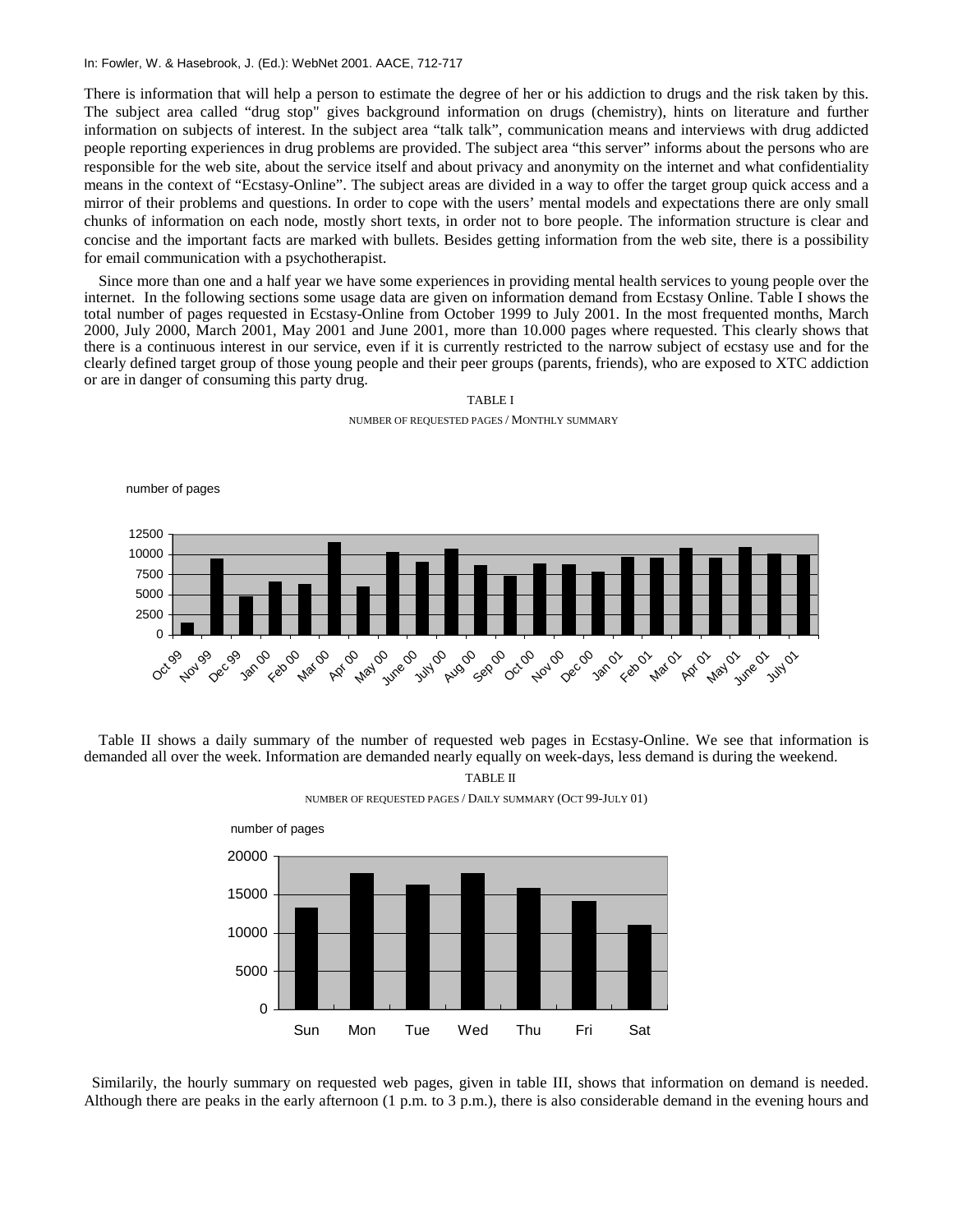There is information that will help a person to estimate the degree of her or his addiction to drugs and the risk taken by this. The subject area called "drug stop" gives background information on drugs (chemistry), hints on literature and further information on subjects of interest. In the subject area "talk talk", communication means and interviews with drug addicted people reporting experiences in drug problems are provided. The subject area "this server" informs about the persons who are responsible for the web site, about the service itself and about privacy and anonymity on the internet and what confidentiality means in the context of "Ecstasy-Online". The subject areas are divided in a way to offer the target group quick access and a mirror of their problems and questions. In order to cope with the users' mental models and expectations there are only small chunks of information on each node, mostly short texts, in order not to bore people. The information structure is clear and concise and the important facts are marked with bullets. Besides getting information from the web site, there is a possibility for email communication with a psychotherapist.

Since more than one and a half year we have some experiences in providing mental health services to young people over the internet. In the following sections some usage data are given on information demand from Ecstasy Online. Table I shows the total number of pages requested in Ecstasy-Online from October 1999 to July 2001. In the most frequented months, March 2000, July 2000, March 2001, May 2001 and June 2001, more than 10.000 pages where requested. This clearly shows that there is a continuous interest in our service, even if it is currently restricted to the narrow subject of ecstasy use and for the clearly defined target group of those young people and their peer groups (parents, friends), who are exposed to XTC addiction or are in danger of consuming this party drug.

TABLE I

NUMBER OF REQUESTED PAGES / MONTHLY SUMMARY

Table II shows a daily summary of the number of requested web pages in Ecstasy-Online. We see that information is demanded all over the week. Information are demanded nearly equally on week-days, less demand is during the weekend.

TABLE II

NUMBER OF REQUESTED PAGES / DAILY SUMMARY (OCT 99-JULY 01)

Similarily, the hourly summary on requested web pages, given in table III, shows that information on demand is needed. Although there are peaks in the early afternoon (1 p.m. to 3 p.m.), there is also considerable demand in the evening hours and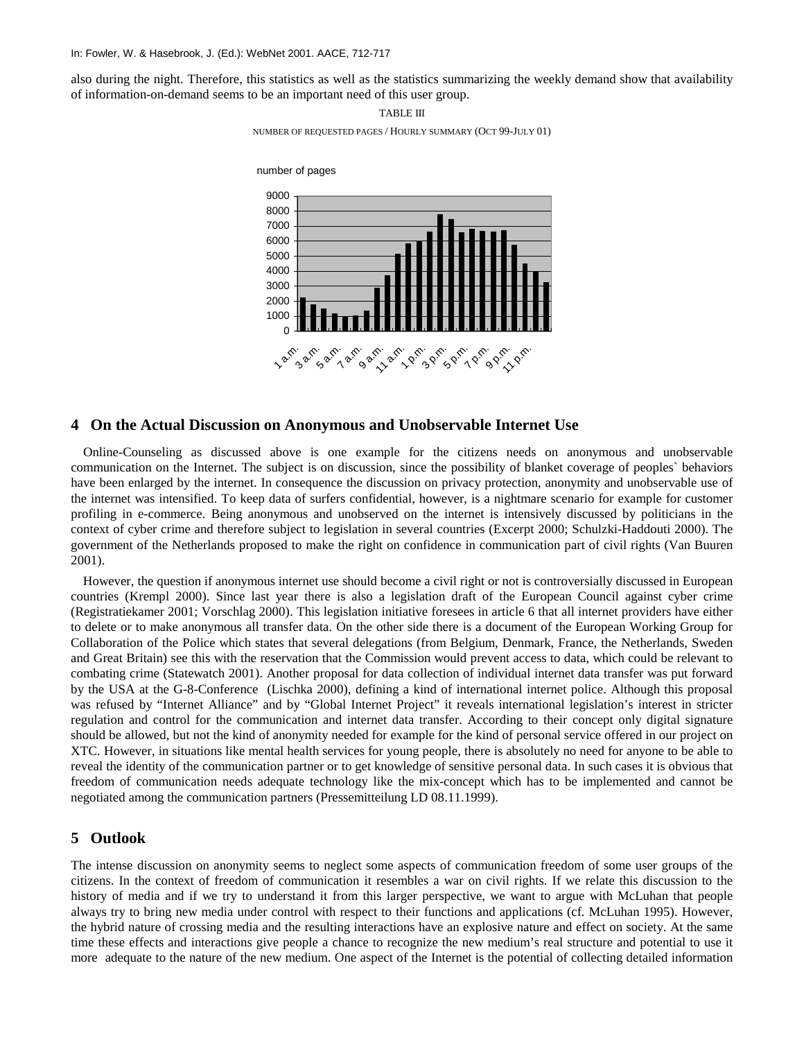also during the night. Therefore, this statistics as well as the statistics summarizing the weekly demand show that availability of information-on-demand seems to be an important need of this user group.

TABLE III

NUMBER OF REQUESTED PAGES / HOURLY SUMMARY (OCT 99-JULY 01)

## 4 On the Actual Discussion on Anonymous and Unobservable Internet Use

Online-Counseling as discussed above is one example for the citizens needs on anonymous and unobservable communication on the Internet. The subject is on discussion, since the possibility of blanket coverage of peoples` behaviors have been enlarged by the internet. In consequence the discussion on privacy protection, anonymity and unobservable use of the internet was intensified. To keep data of surfers confidential, however, is a nightmare scenario for example for customer profiling in e-commerce. Being anonymous and unobserved on the internet is intensively discussed by politicians in the context of cyber crime and therefore subject to legislation in several countries (Excerpt 2000; Schulzki-Haddouti 2000). The government of the Netherlands proposed to make the right on confidence in communication part of civil rights (Van Buuren 2001).

However, the question if anonymous internet use should become a civil right or not is controversially discussed in European countries (Krempl 2000). Since last year there is also a legislation draft of the European Council against cyber crime (Registratiekamer 2001; Vorschlag 2000). This legislation initiative foresees in article 6 that all internet providers have either to delete or to make anonymous all transfer data. On the other side there is a document of the European Working Group for Collaboration of the Police which states that several delegations (from Belgium, Denmark, France, the Netherlands, Sweden and Great Britain) see this with the reservation that the Commission would prevent access to data, which could be relevant to combating crime (Statewatch 2001). Another proposal for data collection of individual internet data transfer was put forward by the USA at the G-8-Conference (Lischka 2000), defining a kind of international internet police. Although this proposal was refused by "Internet Alliance" and by "Global Internet Project" it reveals international legislation's interest in stricter regulation and control for the communication and internet data transfer. According to their concept only digital signature should be allowed, but not the kind of anonymity needed for example for the kind of personal service offered in our project on XTC. However, in situations like mental health services for young people, there is absolutely no need for anyone to be able to reveal the identity of the communication partner or to get knowledge of sensitive personal data. In such cases it is obvious that freedom of communication needs adequate technology like the mix-concept which has to be implemented and cannot be negotiated among the communication partners (Pressemitteilung LD 08.11.1999).

## 5 Outlook

The intense discussion on anonymity seems to neglect some aspects of communication freedom of some user groups of the citizens. In the context of freedom of communication it resembles a war on civil rights. If we relate this discussion to the history of media and if we try to understand it from this larger perspective, we want to argue with McLuhan that people always try to bring new media under control with respect to their functions and applications (cf. McLuhan 1995). However, the hybrid nature of crossing media and the resulting interactions have an explosive nature and effect on society. At the same time these effects and interactions give people a chance to recognize the new medium's real structure and potential to use it more adequate to the nature of the new medium. One aspect of the Internet is the potential of collecting detailed information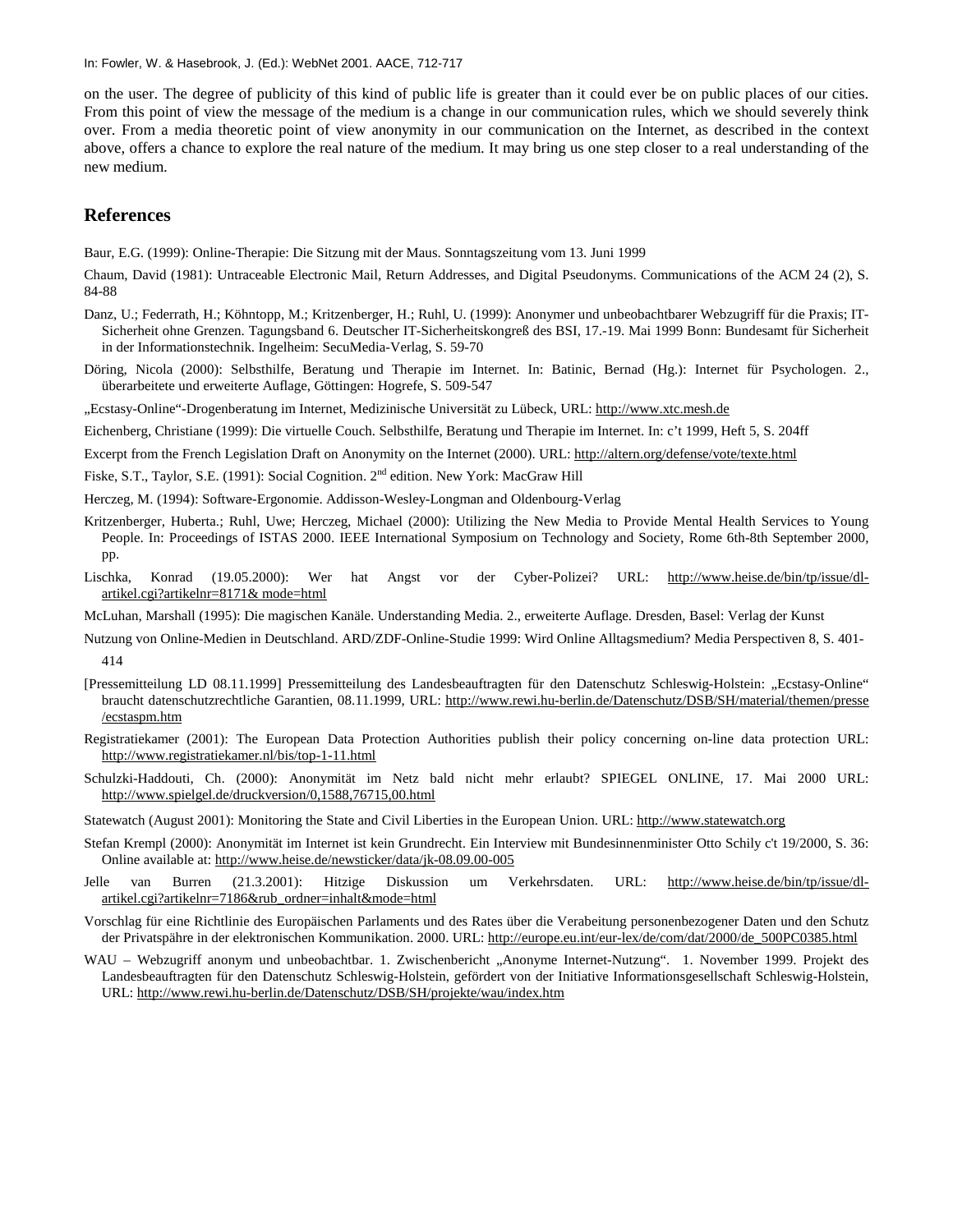on the user. The degree of publicity of this kind of public life is greater than it could ever be on public places of our cities. From this point of view the message of the medium is a change in our communication rules, which we should severely think over. From a media theoretic point of view anonymity in our communication on the Internet, as described in the context above, offers a chance to explore the real nature of the medium. It may bring us one step closer to a real understanding of the new medium.

## References

Baur, E.G. (1999): Online-Therapie: Die Sitzung mit der Maus. Sonntagszeitung vom 13. Juni 1999

Chaum, David (1981): Untraceable Electronic Mail, Return Addresses, and Digital Pseudonyms. Communications of the ACM 24 (2), S. 84-88

Danz, U.; Federrath, H.; Köhntopp, M.; Kritzenberger, H.; Ruhl, U. (1999): Anonymer und unbeobachtbarer Webzugriff für die Praxis; IT-Sicherheit ohne Grenzen. Tagungsband 6. Deutscher IT-Sicherheitskongreß des BSI, 17.-19. Mai 1999 Bonn: Bundesamt für Sicherheit in der Informationstechnik. Ingelheim: SecuMedia-Verlag, S. 59-70

Döring, Nicola (2000): Selbsthilfe, Beratung und Therapie im Internet. In: Batinic, Bernad (Hg.): Internet für Psychologen. 2., überarbeitete und erweiterte Auflage, Göttingen: Hogrefe, S. 509-547

„Ecstasy-Online"-Drogenberatung im Internet, Medizinische Universität zu Lübeck, URL: http://www.xtc.mesh.de

Eichenberg, Christiane (1999): Die virtuelle Couch. Selbsthilfe, Beratung und Therapie im Internet. In: c't 1999, Heft 5, S. 204ff

Excerpt from the French Legislation Draft on Anonymity on the Internet (2000). URL: http://altern.org/defense/vote/texte.html

Fiske, S.T., Taylor, S.E. (1991): Social Cognition. 2nd edition. New York: MacGraw Hill

Herczeg, M. (1994): Software-Ergonomie. Addisson-Wesley-Longman and Oldenbourg-Verlag

Kritzenberger, Huberta.; Ruhl, Uwe; Herczeg, Michael (2000): Utilizing the New Media to Provide Mental Health Services to Young People. In: Proceedings of ISTAS 2000. IEEE International Symposium on Technology and Society, Rome 6th-8th September 2000, pp.

Lischka, Konrad (19.05.2000): Wer hat Angst vor der Cyber-Polizei? URL: http://www.heise.de/bin/tp/issue/dl-artikel.cgi?artikelnr=8171& mode=html

McLuhan, Marshall (1995): Die magischen Kanäle. Understanding Media. 2., erweiterte Auflage. Dresden, Basel: Verlag der Kunst

Nutzung von Online-Medien in Deutschland. ARD/ZDF-Online-Studie 1999: Wird Online Alltagsmedium? Media Perspectiven 8, S. 401-414

[Pressemitteilung LD 08.11.1999] Pressemitteilung des Landesbeauftragten für den Datenschutz Schleswig-Holstein: „Ecstasy-Online" braucht datenschutzrechtliche Garantien, 08.11.1999, URL: http://www.rewi.hu-berlin.de/Datenschutz/DSB/SH/material/themen/presse/ecstaspm.htm

Registratiekamer (2001): The European Data Protection Authorities publish their policy concerning on-line data protection URL: http://www.registratiekamer.nl/bis/top-1-11.html

Schulzki-Haddouti, Ch. (2000): Anonymität im Netz bald nicht mehr erlaubt? SPIEGEL ONLINE, 17. Mai 2000 URL: http://www.spielgel.de/druckversion/0,1588,76715,00.html

Statewatch (August 2001): Monitoring the State and Civil Liberties in the European Union. URL: http://www.statewatch.org

Stefan Krempl (2000): Anonymität im Internet ist kein Grundrecht. Ein Interview mit Bundesinnenminister Otto Schily c't 19/2000, S. 36: Online available at: http://www.heise.de/newsticker/data/jk-08.09.00-005

Jelle van Burren (21.3.2001): Hitzige Diskussion um Verkehrsdaten. URL: http://www.heise.de/bin/tp/issue/dl-artikel.cgi?artikelnr=7186&rub_ordner=inhalt&mode=html

Vorschlag für eine Richtlinie des Europäischen Parlaments und des Rates über die Verabeitung personenbezogener Daten und den Schutz der Privatspähre in der elektronischen Kommunikation. 2000. URL: http://europe.eu.int/eur-lex/de/com/dat/2000/de_500PC0385.html

WAU – Webzugriff anonym und unbeobachtbar. 1. Zwischenbericht „Anonyme Internet-Nutzung". 1. November 1999. Projekt des Landesbeauftragten für den Datenschutz Schleswig-Holstein, gefördert von der Initiative Informationsgesellschaft Schleswig-Holstein, URL: http://www.rewi.hu-berlin.de/Datenschutz/DSB/SH/projekte/wau/index.htm